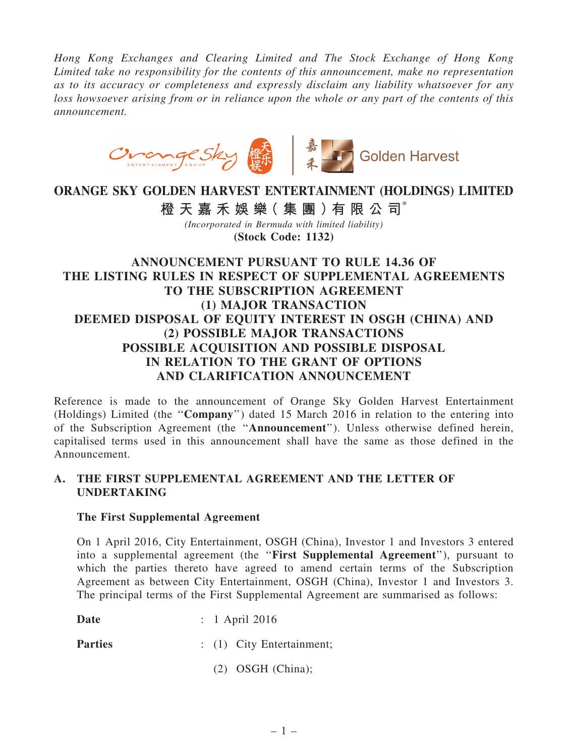*Hong Kong Exchanges and Clearing Limited and The Stock Exchange of Hong Kong Limited take no responsibility for the contents of this announcement, make no representation as to its accuracy or completeness and expressly disclaim any liability whatsoever for any loss howsoever arising from or in reliance upon the whole or any part of the contents of this announcement.*

# ORANGE SKY GOLDEN HARVEST ENTERTAINMENT (HOLDINGS) LIMITED

**橙天嘉禾娛樂(集團)有限公司***

*(Incorporated in Bermuda with limited liability)*

**(Stock Code: 1132)**

## ANNOUNCEMENT PURSUANT TO RULE 14.36 OF THE LISTING RULES IN RESPECT OF SUPPLEMENTAL AGREEMENTS TO THE SUBSCRIPTION AGREEMENT (1) MAJOR TRANSACTION DEEMED DISPOSAL OF EQUITY INTEREST IN OSGH (CHINA) AND (2) POSSIBLE MAJOR TRANSACTIONS POSSIBLE ACQUISITION AND POSSIBLE DISPOSAL IN RELATION TO THE GRANT OF OPTIONS AND CLARIFICATION ANNOUNCEMENT

Reference is made to the announcement of Orange Sky Golden Harvest Entertainment (Holdings) Limited (the "**Company**") dated 15 March 2016 in relation to the entering into of the Subscription Agreement (the "**Announcement**"). Unless otherwise defined herein, capitalised terms used in this announcement shall have the same as those defined in the Announcement.

### A. THE FIRST SUPPLEMENTAL AGREEMENT AND THE LETTER OF UNDERTAKING

**The First Supplemental Agreement**

On 1 April 2016, City Entertainment, OSGH (China), Investor 1 and Investors 3 entered into a supplemental agreement (the "**First Supplemental Agreement**"), pursuant to which the parties thereto have agreed to amend certain terms of the Subscription Agreement as between City Entertainment, OSGH (China), Investor 1 and Investors 3. The principal terms of the First Supplemental Agreement are summarised as follows:

**Date** : 1 April 2016

**Parties** : (1) City Entertainment;

(2) OSGH (China);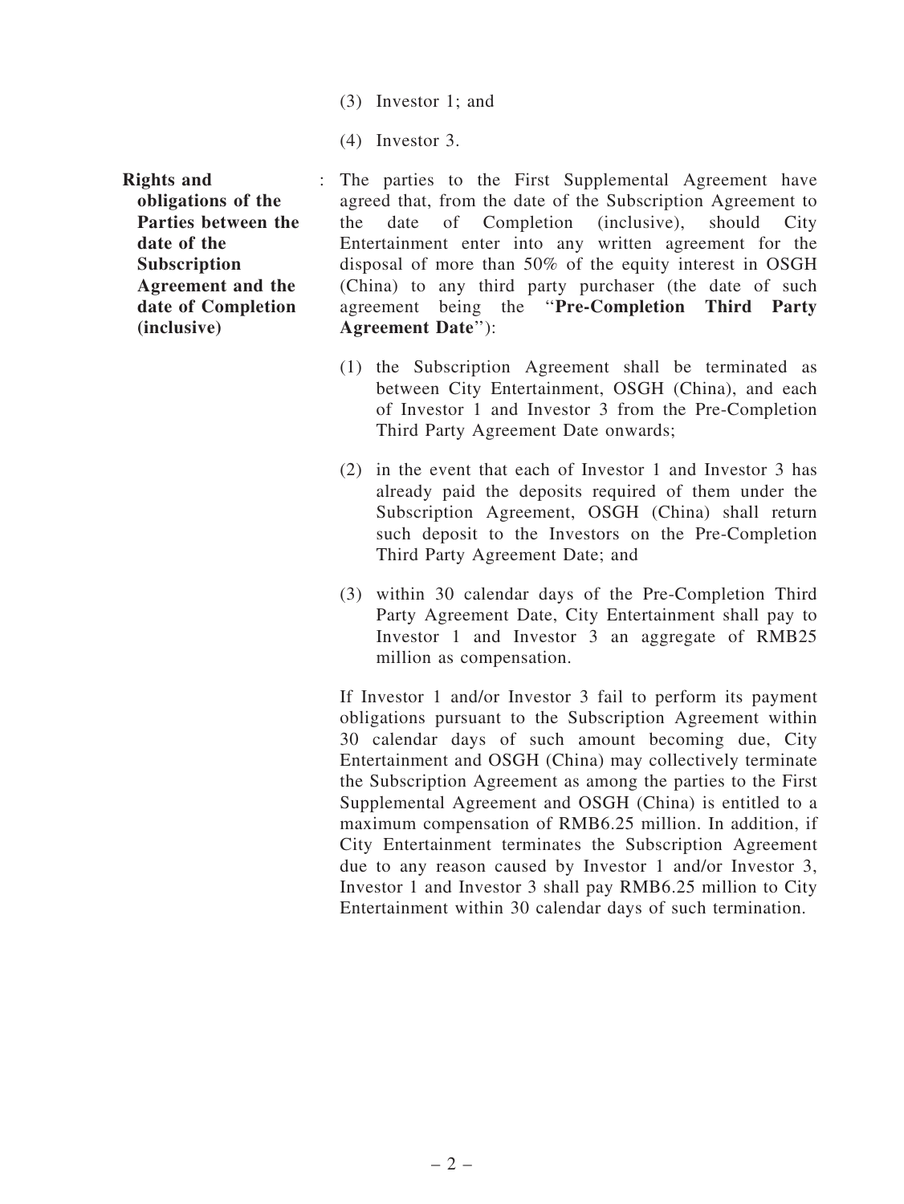(3) Investor 1; and

(4) Investor 3.

**Rights and obligations of the Parties between the date of the Subscription Agreement and the date of Completion (inclusive)** : The parties to the First Supplemental Agreement have agreed that, from the date of the Subscription Agreement to the date of Completion (inclusive), should City Entertainment enter into any written agreement for the disposal of more than 50% of the equity interest in OSGH (China) to any third party purchaser (the date of such agreement being the "**Pre-Completion Third Party Agreement Date**"):

(1) the Subscription Agreement shall be terminated as between City Entertainment, OSGH (China), and each of Investor 1 and Investor 3 from the Pre-Completion Third Party Agreement Date onwards;

(2) in the event that each of Investor 1 and Investor 3 has already paid the deposits required of them under the Subscription Agreement, OSGH (China) shall return such deposit to the Investors on the Pre-Completion Third Party Agreement Date; and

(3) within 30 calendar days of the Pre-Completion Third Party Agreement Date, City Entertainment shall pay to Investor 1 and Investor 3 an aggregate of RMB25 million as compensation.

If Investor 1 and/or Investor 3 fail to perform its payment obligations pursuant to the Subscription Agreement within 30 calendar days of such amount becoming due, City Entertainment and OSGH (China) may collectively terminate the Subscription Agreement as among the parties to the First Supplemental Agreement and OSGH (China) is entitled to a maximum compensation of RMB6.25 million. In addition, if City Entertainment terminates the Subscription Agreement due to any reason caused by Investor 1 and/or Investor 3, Investor 1 and Investor 3 shall pay RMB6.25 million to City Entertainment within 30 calendar days of such termination.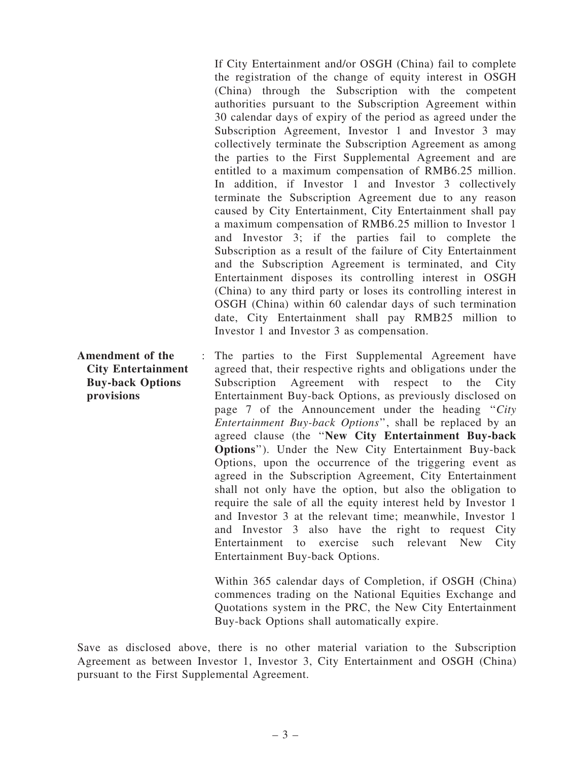If City Entertainment and/or OSGH (China) fail to complete the registration of the change of equity interest in OSGH (China) through the Subscription with the competent authorities pursuant to the Subscription Agreement within 30 calendar days of expiry of the period as agreed under the Subscription Agreement, Investor 1 and Investor 3 may collectively terminate the Subscription Agreement as among the parties to the First Supplemental Agreement and are entitled to a maximum compensation of RMB6.25 million. In addition, if Investor 1 and Investor 3 collectively terminate the Subscription Agreement due to any reason caused by City Entertainment, City Entertainment shall pay a maximum compensation of RMB6.25 million to Investor 1 and Investor 3; if the parties fail to complete the Subscription as a result of the failure of City Entertainment and the Subscription Agreement is terminated, and City Entertainment disposes its controlling interest in OSGH (China) to any third party or loses its controlling interest in OSGH (China) within 60 calendar days of such termination date, City Entertainment shall pay RMB25 million to Investor 1 and Investor 3 as compensation.

**Amendment of the City Entertainment Buy-back Options provisions** : The parties to the First Supplemental Agreement have agreed that, their respective rights and obligations under the Subscription Agreement with respect to the City Entertainment Buy-back Options, as previously disclosed on page 7 of the Announcement under the heading "*City Entertainment Buy-back Options*", shall be replaced by an agreed clause (the "**New City Entertainment Buy-back Options**"). Under the New City Entertainment Buy-back Options, upon the occurrence of the triggering event as agreed in the Subscription Agreement, City Entertainment shall not only have the option, but also the obligation to require the sale of all the equity interest held by Investor 1 and Investor 3 at the relevant time; meanwhile, Investor 1 and Investor 3 also have the right to request City Entertainment to exercise such relevant New City Entertainment Buy-back Options.

Within 365 calendar days of Completion, if OSGH (China) commences trading on the National Equities Exchange and Quotations system in the PRC, the New City Entertainment Buy-back Options shall automatically expire.

Save as disclosed above, there is no other material variation to the Subscription Agreement as between Investor 1, Investor 3, City Entertainment and OSGH (China) pursuant to the First Supplemental Agreement.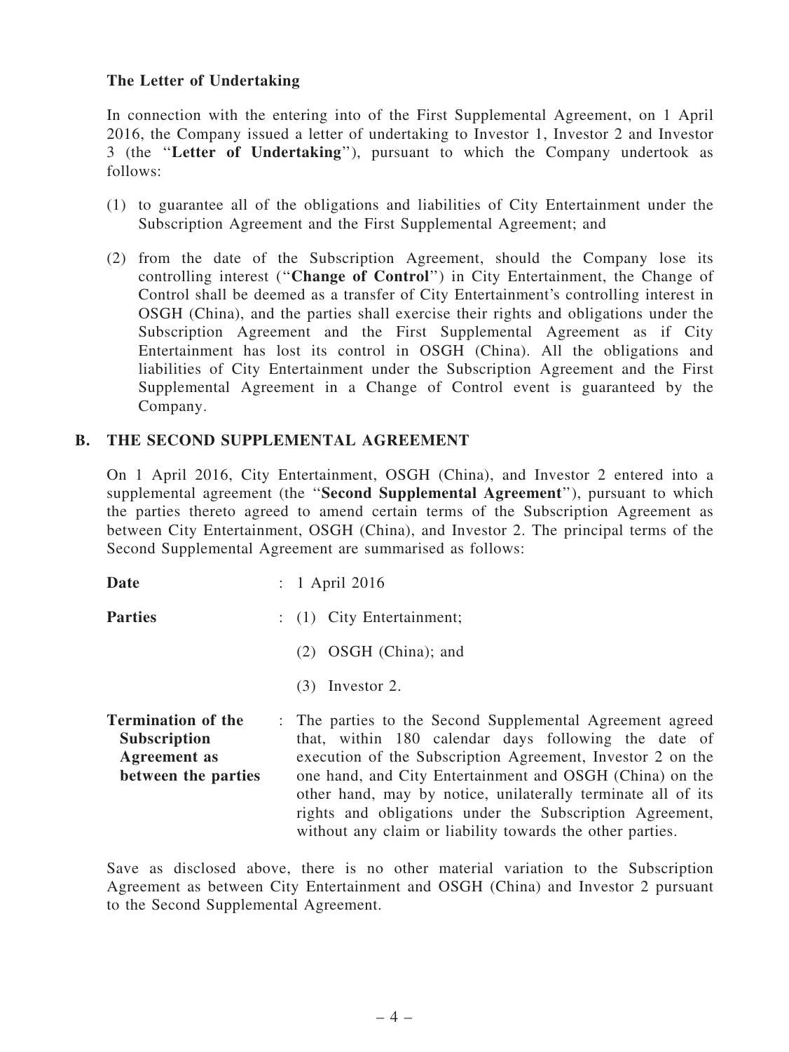**The Letter of Undertaking**

In connection with the entering into of the First Supplemental Agreement, on 1 April 2016, the Company issued a letter of undertaking to Investor 1, Investor 2 and Investor 3 (the "**Letter of Undertaking**"), pursuant to which the Company undertook as follows:

(1) to guarantee all of the obligations and liabilities of City Entertainment under the Subscription Agreement and the First Supplemental Agreement; and

(2) from the date of the Subscription Agreement, should the Company lose its controlling interest ("**Change of Control**") in City Entertainment, the Change of Control shall be deemed as a transfer of City Entertainment's controlling interest in OSGH (China), and the parties shall exercise their rights and obligations under the Subscription Agreement and the First Supplemental Agreement as if City Entertainment has lost its control in OSGH (China). All the obligations and liabilities of City Entertainment under the Subscription Agreement and the First Supplemental Agreement in a Change of Control event is guaranteed by the Company.

## B. THE SECOND SUPPLEMENTAL AGREEMENT

On 1 April 2016, City Entertainment, OSGH (China), and Investor 2 entered into a supplemental agreement (the "**Second Supplemental Agreement**"), pursuant to which the parties thereto agreed to amend certain terms of the Subscription Agreement as between City Entertainment, OSGH (China), and Investor 2. The principal terms of the Second Supplemental Agreement are summarised as follows:

| | | |
|---|---|---|
| **Date** | : | 1 April 2016 |
| **Parties** | : | (1) City Entertainment;<br>(2) OSGH (China); and<br>(3) Investor 2. |
| **Termination of the Subscription Agreement as between the parties** | : | The parties to the Second Supplemental Agreement agreed that, within 180 calendar days following the date of execution of the Subscription Agreement, Investor 2 on the one hand, and City Entertainment and OSGH (China) on the other hand, may by notice, unilaterally terminate all of its rights and obligations under the Subscription Agreement, without any claim or liability towards the other parties. |

Save as disclosed above, there is no other material variation to the Subscription Agreement as between City Entertainment and OSGH (China) and Investor 2 pursuant to the Second Supplemental Agreement.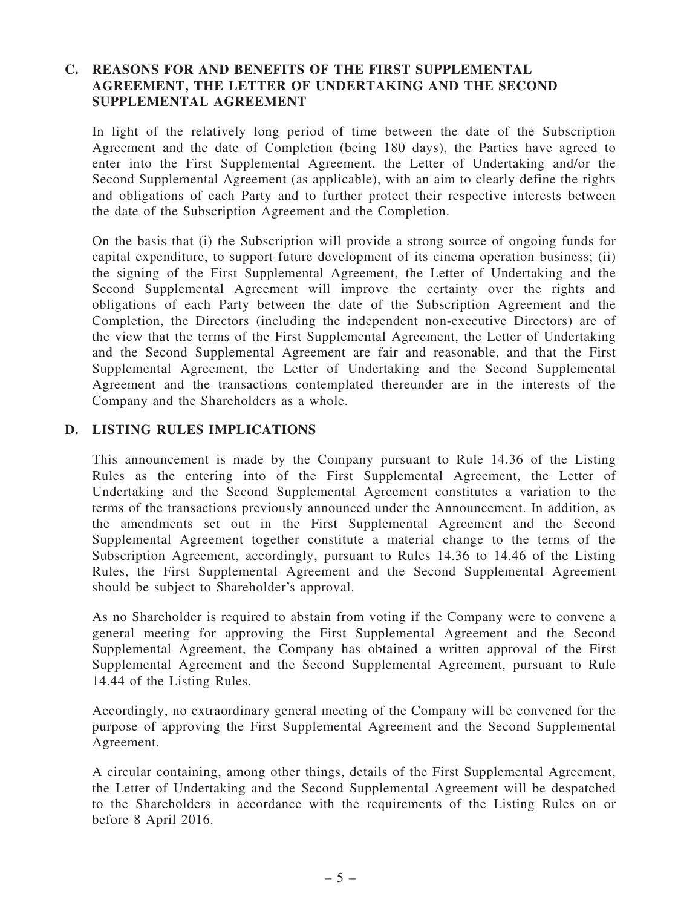## C. REASONS FOR AND BENEFITS OF THE FIRST SUPPLEMENTAL AGREEMENT, THE LETTER OF UNDERTAKING AND THE SECOND SUPPLEMENTAL AGREEMENT

In light of the relatively long period of time between the date of the Subscription Agreement and the date of Completion (being 180 days), the Parties have agreed to enter into the First Supplemental Agreement, the Letter of Undertaking and/or the Second Supplemental Agreement (as applicable), with an aim to clearly define the rights and obligations of each Party and to further protect their respective interests between the date of the Subscription Agreement and the Completion.

On the basis that (i) the Subscription will provide a strong source of ongoing funds for capital expenditure, to support future development of its cinema operation business; (ii) the signing of the First Supplemental Agreement, the Letter of Undertaking and the Second Supplemental Agreement will improve the certainty over the rights and obligations of each Party between the date of the Subscription Agreement and the Completion, the Directors (including the independent non-executive Directors) are of the view that the terms of the First Supplemental Agreement, the Letter of Undertaking and the Second Supplemental Agreement are fair and reasonable, and that the First Supplemental Agreement, the Letter of Undertaking and the Second Supplemental Agreement and the transactions contemplated thereunder are in the interests of the Company and the Shareholders as a whole.

## D. LISTING RULES IMPLICATIONS

This announcement is made by the Company pursuant to Rule 14.36 of the Listing Rules as the entering into of the First Supplemental Agreement, the Letter of Undertaking and the Second Supplemental Agreement constitutes a variation to the terms of the transactions previously announced under the Announcement. In addition, as the amendments set out in the First Supplemental Agreement and the Second Supplemental Agreement together constitute a material change to the terms of the Subscription Agreement, accordingly, pursuant to Rules 14.36 to 14.46 of the Listing Rules, the First Supplemental Agreement and the Second Supplemental Agreement should be subject to Shareholder's approval.

As no Shareholder is required to abstain from voting if the Company were to convene a general meeting for approving the First Supplemental Agreement and the Second Supplemental Agreement, the Company has obtained a written approval of the First Supplemental Agreement and the Second Supplemental Agreement, pursuant to Rule 14.44 of the Listing Rules.

Accordingly, no extraordinary general meeting of the Company will be convened for the purpose of approving the First Supplemental Agreement and the Second Supplemental Agreement.

A circular containing, among other things, details of the First Supplemental Agreement, the Letter of Undertaking and the Second Supplemental Agreement will be despatched to the Shareholders in accordance with the requirements of the Listing Rules on or before 8 April 2016.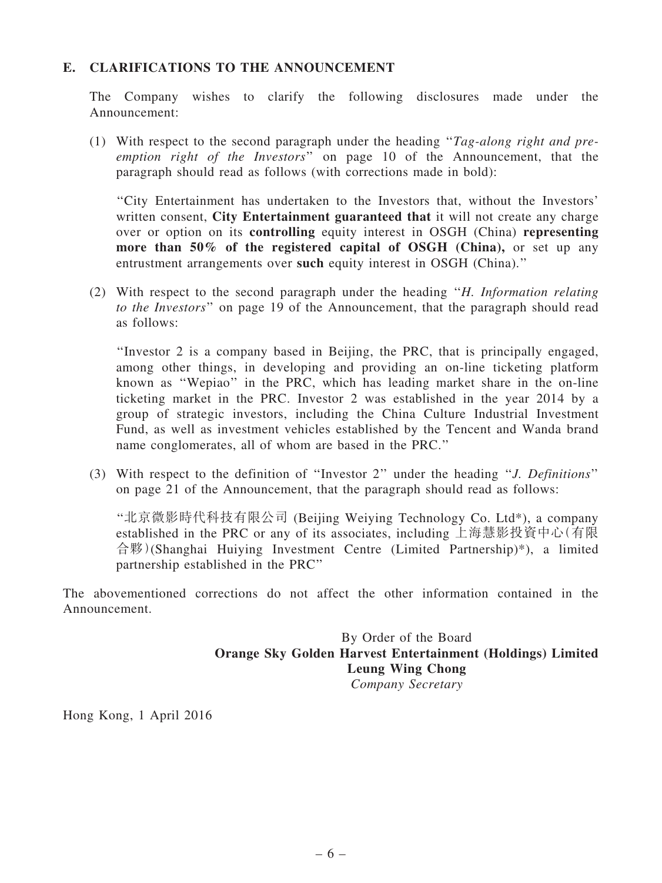## E. CLARIFICATIONS TO THE ANNOUNCEMENT

The Company wishes to clarify the following disclosures made under the Announcement:

(1) With respect to the second paragraph under the heading "*Tag-along right and pre-emption right of the Investors*" on page 10 of the Announcement, that the paragraph should read as follows (with corrections made in bold):

"City Entertainment has undertaken to the Investors that, without the Investors' written consent, **City Entertainment guaranteed that** it will not create any charge over or option on its **controlling** equity interest in OSGH (China) **representing more than 50% of the registered capital of OSGH (China),** or set up any entrustment arrangements over **such** equity interest in OSGH (China)."

(2) With respect to the second paragraph under the heading "*H. Information relating to the Investors*" on page 19 of the Announcement, that the paragraph should read as follows:

"Investor 2 is a company based in Beijing, the PRC, that is principally engaged, among other things, in developing and providing an on-line ticketing platform known as "Wepiao" in the PRC, which has leading market share in the on-line ticketing market in the PRC. Investor 2 was established in the year 2014 by a group of strategic investors, including the China Culture Industrial Investment Fund, as well as investment vehicles established by the Tencent and Wanda brand name conglomerates, all of whom are based in the PRC."

(3) With respect to the definition of "Investor 2" under the heading "*J. Definitions*" on page 21 of the Announcement, that the paragraph should read as follows:

"北京微影時代科技有限公司 (Beijing Weiying Technology Co. Ltd*), a company established in the PRC or any of its associates, including 上海慧影投資中心(有限合夥)(Shanghai Huiying Investment Centre (Limited Partnership)*), a limited partnership established in the PRC"

The abovementioned corrections do not affect the other information contained in the Announcement.

By Order of the Board
**Orange Sky Golden Harvest Entertainment (Holdings) Limited**
**Leung Wing Chong**
*Company Secretary*

Hong Kong, 1 April 2016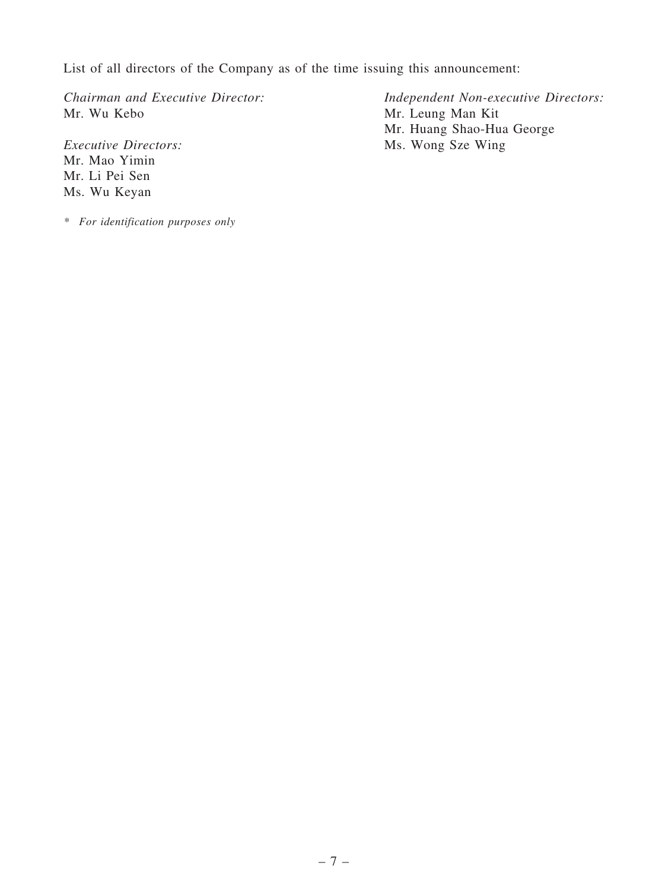List of all directors of the Company as of the time issuing this announcement:

*Chairman and Executive Director:*
Mr. Wu Kebo

*Executive Directors:*
Mr. Mao Yimin
Mr. Li Pei Sen
Ms. Wu Keyan

*Independent Non-executive Directors:*
Mr. Leung Man Kit
Mr. Huang Shao-Hua George
Ms. Wong Sze Wing

\* *For identification purposes only*